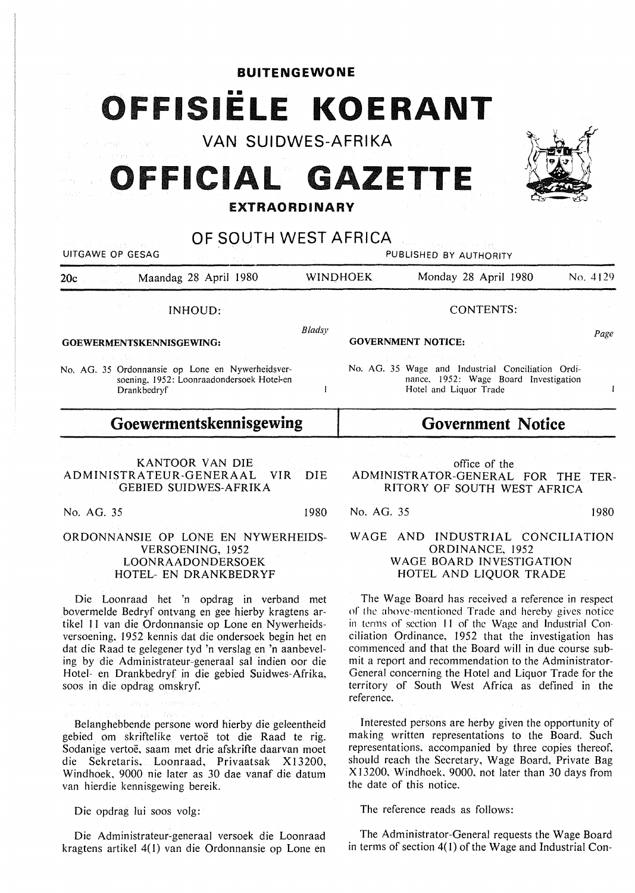**BUITENGEWONE**

# OFFISIËLE KOERANT

## VAN SUIDWES-AFRIKA

# OFFICIAL GAZETTE

**EXTRAORDINARY**

## OF SOUTH WEST AFRICA

UITGAWE OP GESAG — PUBLISHED BY AUTHORITY

20c — Maandag 28 April 1980 — WINDHOEK — Monday 28 April 1980 — No. 4129

INHOUD:

*Bladsy*

**GOEWERMENTSKENNISGEWING:**

No. AG. 35 Ordonnansie op Lone en Nywerheidsversoening, 1952: Loonraadondersoek Hotel-en Drankbedryf — 1

CONTENTS:

*Page*

**GOVERNMENT NOTICE:**

No. AG. 35 Wage and Industrial Conciliation Ordinance, 1952: Wage Board Investigation Hotel and Liquor Trade — 1

## Goewermentskennisgewing

KANTOOR VAN DIE ADMINISTRATEUR-GENERAAL VIR DIE GEBIED SUIDWES-AFRIKA

No. AG. 35 — 1980

ORDONNANSIE OP LONE EN NYWERHEIDSVERSOENING, 1952
LOONRAADONDERSOEK
HOTEL- EN DRANKBEDRYF

Die Loonraad het 'n opdrag in verband met bovermelde Bedryf ontvang en gee hierby kragtens artikel 11 van die Ordonnansie op Lone en Nywerheidsversoening, 1952 kennis dat die ondersoek begin het en dat die Raad te gelegener tyd 'n verslag en 'n aanbeveling by die Administrateur-generaal sal indien oor die Hotel- en Drankbedryf in die gebied Suidwes-Afrika, soos in die opdrag omskryf.

Belanghebbende persone word hierby die geleentheid gebied om skriftelike vertoë tot die Raad te rig. Sodanige vertoë, saam met drie afskrifte daarvan moet die Sekretaris, Loonraad, Privaatsak X13200, Windhoek, 9000 nie later as 30 dae vanaf die datum van hierdie kennisgewing bereik.

Die opdrag lui soos volg:

Die Administrateur-generaal versoek die Loonraad kragtens artikel 4(1) van die Ordonnansie op Lone en

## Government Notice

office of the
ADMINISTRATOR-GENERAL FOR THE TERRITORY OF SOUTH WEST AFRICA

No. AG. 35 — 1980

WAGE AND INDUSTRIAL CONCILIATION ORDINANCE, 1952
WAGE BOARD INVESTIGATION
HOTEL AND LIQUOR TRADE

The Wage Board has received a reference in respect of the above-mentioned Trade and hereby gives notice in terms of section 11 of the Wage and Industrial Conciliation Ordinance, 1952 that the investigation has commenced and that the Board will in due course submit a report and recommendation to the Administrator-General concerning the Hotel and Liquor Trade for the territory of South West Africa as defined in the reference.

Interested persons are herby given the opportunity of making written representations to the Board. Such representations, accompanied by three copies thereof, should reach the Secretary, Wage Board, Private Bag X13200, Windhoek, 9000, not later than 30 days from the date of this notice.

The reference reads as follows:

The Administrator-General requests the Wage Board in terms of section 4(1) of the Wage and Industrial Con-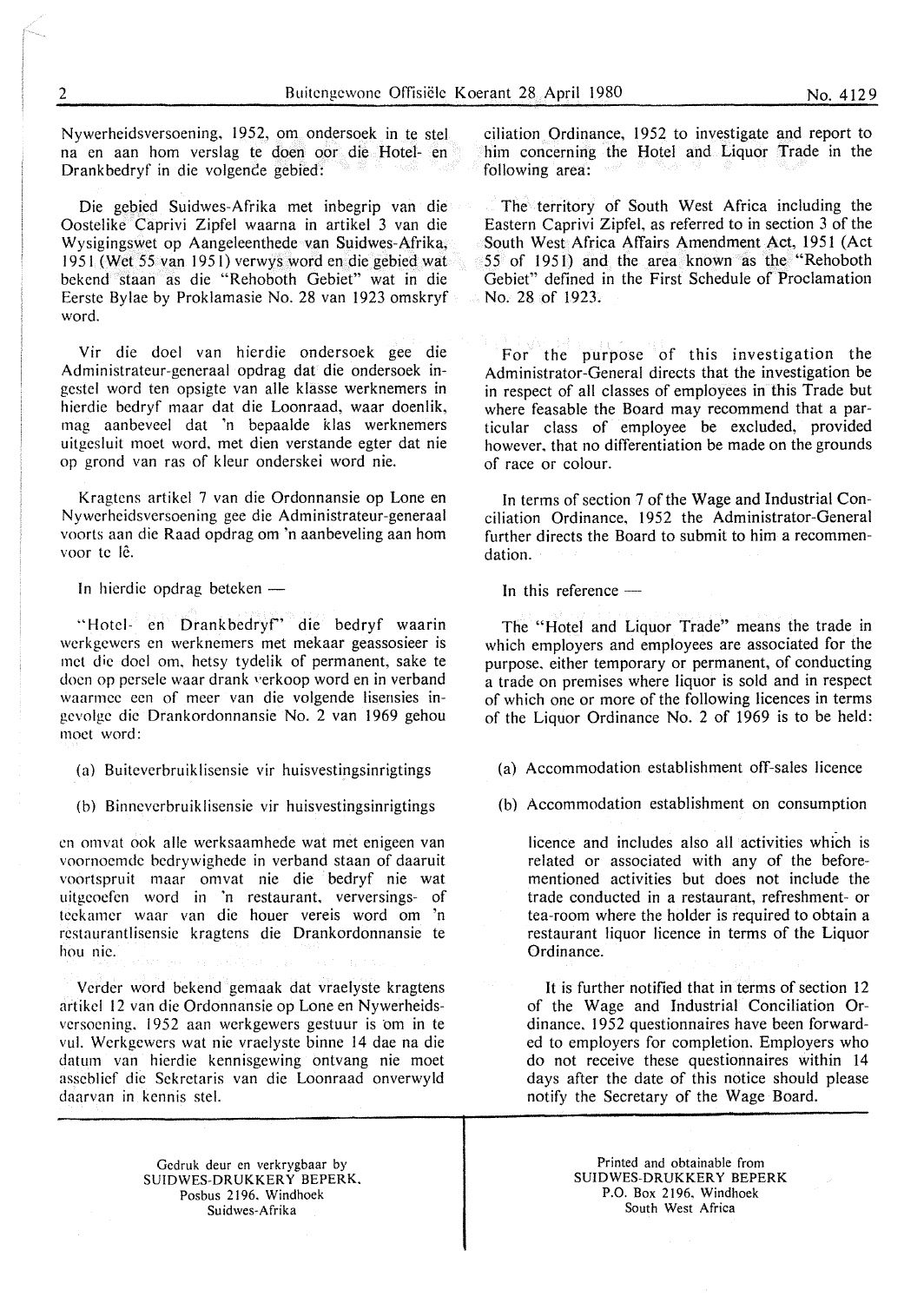Nywerheidsversoening, 1952, om ondersoek in te stel na en aan hom verslag te doen oor die Hotel- en Drankbedryf in die volgende gebied:

Die gebied Suidwes-Afrika met inbegrip van die Oostelike Caprivi Zipfel waarna in artikel 3 van die Wysigingswet op Aangeleenthede van Suidwes-Afrika, 1951 (Wet 55 van 1951) verwys word en die gebied wat bekend staan as die "Rehoboth Gebiet" wat in die Eerste Bylae by Proklamasie No. 28 van 1923 omskryf word.

Vir die doel van hierdie ondersoek gee die Administrateur-generaal opdrag dat die ondersoek ingestel word ten opsigte van alle klasse werknemers in hierdie bedryf maar dat die Loonraad, waar doenlik, mag aanbeveel dat 'n bepaalde klas werknemers uitgesluit moet word, met dien verstande egter dat nie op grond van ras of kleur onderskei word nie.

Kragtens artikel 7 van die Ordonnansie op Lone en Nywerheidsversoening gee die Administrateur-generaal voorts aan die Raad opdrag om 'n aanbeveling aan hom voor te lê.

In hierdie opdrag beteken —

"Hotel- en Drankbedryf" die bedryf waarin werkgewers en werknemers met mekaar geassosieer is met die doel om, hetsy tydelik of permanent, sake te doen op persele waar drank verkoop word en in verband waarmee een of meer van die volgende lisensies ingevolge die Drankordonnansie No. 2 van 1969 gehou moet word:

(a) Buiteverbruiklisensie vir huisvestingsinrigtings

(b) Binneverbruiklisensie vir huisvestingsinrigtings

en omvat ook alle werksaamhede wat met enigeen van voornoemde bedrywighede in verband staan of daaruit voortspruit maar omvat nie die bedryf nie wat uitgeoefen word in 'n restaurant, verversings- of teekamer waar van die houer vereis word om 'n restaurantlisensie kragtens die Drankordonnansie te hou nie.

Verder word bekend gemaak dat vraelyste kragtens artikel 12 van die Ordonnansie op Lone en Nywerheidsversoening, 1952 aan werkgewers gestuur is om in te vul. Werkgewers wat nie vraelyste binne 14 dae na die datum van hierdie kennisgewing ontvang nie moet asseblief die Sekretaris van die Loonraad onverwyld daarvan in kennis stel.

ciliation Ordinance, 1952 to investigate and report to him concerning the Hotel and Liquor Trade in the following area:

The territory of South West Africa including the Eastern Caprivi Zipfel, as referred to in section 3 of the South West Africa Affairs Amendment Act, 1951 (Act 55 of 1951) and the area known as the "Rehoboth Gebiet" defined in the First Schedule of Proclamation No. 28 of 1923.

For the purpose of this investigation the Administrator-General directs that the investigation be in respect of all classes of employees in this Trade but where feasable the Board may recommend that a particular class of employee be excluded, provided however, that no differentiation be made on the grounds of race or colour.

In terms of section 7 of the Wage and Industrial Conciliation Ordinance, 1952 the Administrator-General further directs the Board to submit to him a recommendation.

In this reference —

The "Hotel and Liquor Trade" means the trade in which employers and employees are associated for the purpose, either temporary or permanent, of conducting a trade on premises where liquor is sold and in respect of which one or more of the following licences in terms of the Liquor Ordinance No. 2 of 1969 is to be held:

(a) Accommodation establishment off-sales licence

(b) Accommodation establishment on consumption licence and includes also all activities which is related or associated with any of the before-mentioned activities but does not include the trade conducted in a restaurant, refreshment- or tea-room where the holder is required to obtain a restaurant liquor licence in terms of the Liquor Ordinance.

It is further notified that in terms of section 12 of the Wage and Industrial Conciliation Ordinance, 1952 questionnaires have been forwarded to employers for completion. Employers who do not receive these questionnaires within 14 days after the date of this notice should please notify the Secretary of the Wage Board.

---

Gedruk deur en verkrygbaar by
SUIDWES-DRUKKERY BEPERK,
Posbus 2196, Windhoek
Suidwes-Afrika

Printed and obtainable from
SUIDWES-DRUKKERY BEPERK
P.O. Box 2196, Windhoek
South West Africa